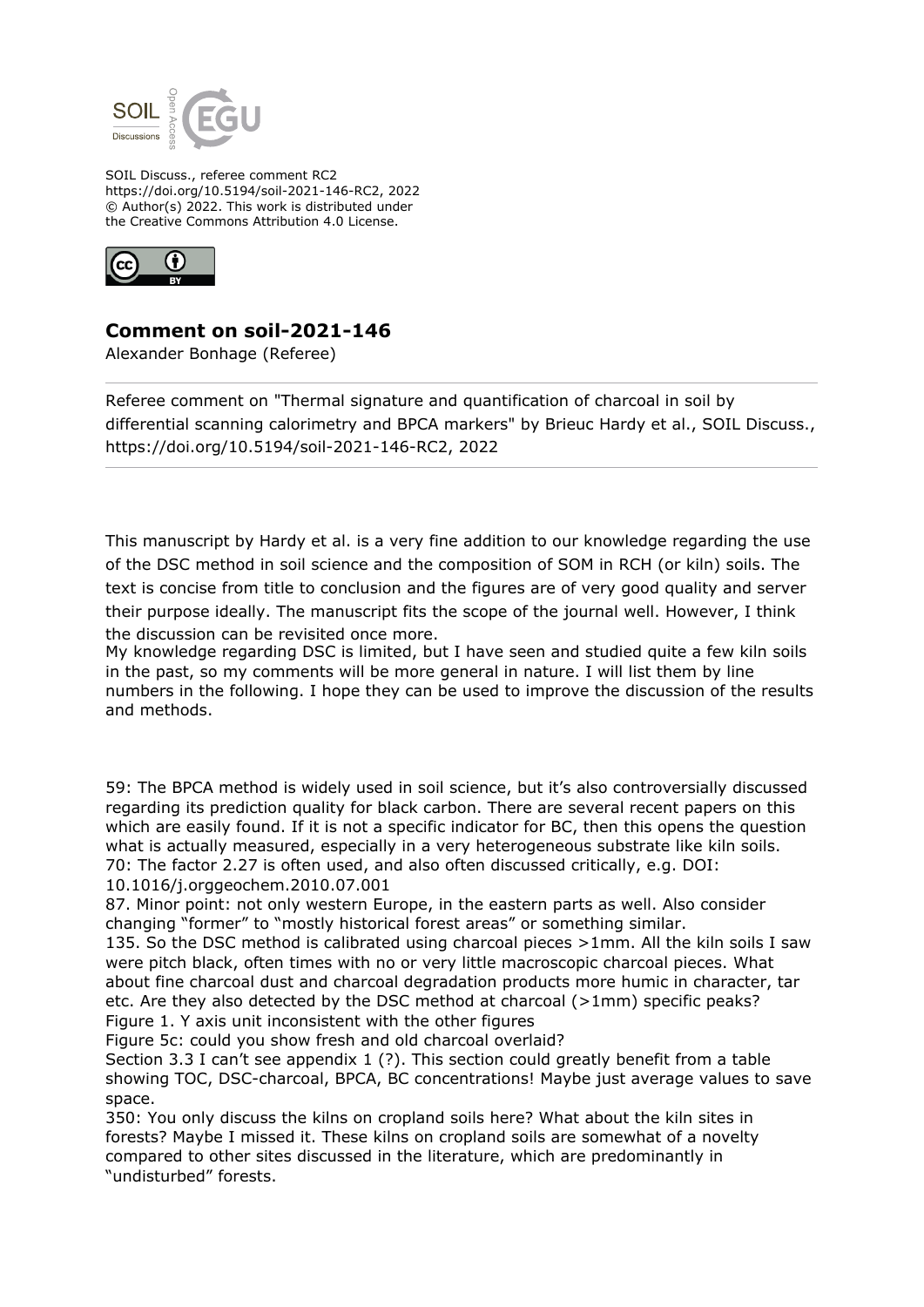SOIL Discuss., referee comment RC2
https://doi.org/10.5194/soil-2021-146-RC2, 2022
© Author(s) 2022. This work is distributed under
the Creative Commons Attribution 4.0 License.

## Comment on soil-2021-146

Alexander Bonhage (Referee)

Referee comment on "Thermal signature and quantification of charcoal in soil by differential scanning calorimetry and BPCA markers" by Brieuc Hardy et al., SOIL Discuss., https://doi.org/10.5194/soil-2021-146-RC2, 2022

This manuscript by Hardy et al. is a very fine addition to our knowledge regarding the use of the DSC method in soil science and the composition of SOM in RCH (or kiln) soils. The text is concise from title to conclusion and the figures are of very good quality and server their purpose ideally. The manuscript fits the scope of the journal well. However, I think the discussion can be revisited once more.
My knowledge regarding DSC is limited, but I have seen and studied quite a few kiln soils in the past, so my comments will be more general in nature. I will list them by line numbers in the following. I hope they can be used to improve the discussion of the results and methods.

59: The BPCA method is widely used in soil science, but it's also controversially discussed regarding its prediction quality for black carbon. There are several recent papers on this which are easily found. If it is not a specific indicator for BC, then this opens the question what is actually measured, especially in a very heterogeneous substrate like kiln soils.
70: The factor 2.27 is often used, and also often discussed critically, e.g. DOI: 10.1016/j.orggeochem.2010.07.001
87. Minor point: not only western Europe, in the eastern parts as well. Also consider changing "former" to "mostly historical forest areas" or something similar.
135. So the DSC method is calibrated using charcoal pieces >1mm. All the kiln soils I saw were pitch black, often times with no or very little macroscopic charcoal pieces. What about fine charcoal dust and charcoal degradation products more humic in character, tar etc. Are they also detected by the DSC method at charcoal (>1mm) specific peaks?
Figure 1. Y axis unit inconsistent with the other figures
Figure 5c: could you show fresh and old charcoal overlaid?
Section 3.3 I can't see appendix 1 (?). This section could greatly benefit from a table showing TOC, DSC-charcoal, BPCA, BC concentrations! Maybe just average values to save space.
350: You only discuss the kilns on cropland soils here? What about the kiln sites in forests? Maybe I missed it. These kilns on cropland soils are somewhat of a novelty compared to other sites discussed in the literature, which are predominantly in "undisturbed" forests.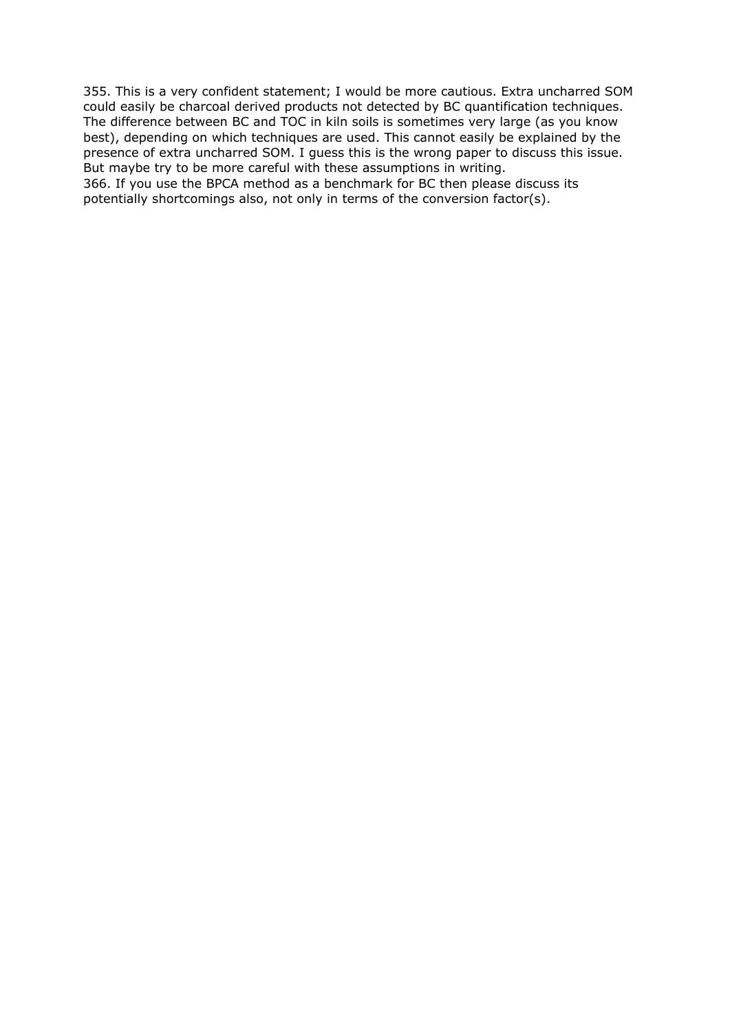355. This is a very confident statement; I would be more cautious. Extra uncharred SOM could easily be charcoal derived products not detected by BC quantification techniques. The difference between BC and TOC in kiln soils is sometimes very large (as you know best), depending on which techniques are used. This cannot easily be explained by the presence of extra uncharred SOM. I guess this is the wrong paper to discuss this issue. But maybe try to be more careful with these assumptions in writing.

366. If you use the BPCA method as a benchmark for BC then please discuss its potentially shortcomings also, not only in terms of the conversion factor(s).